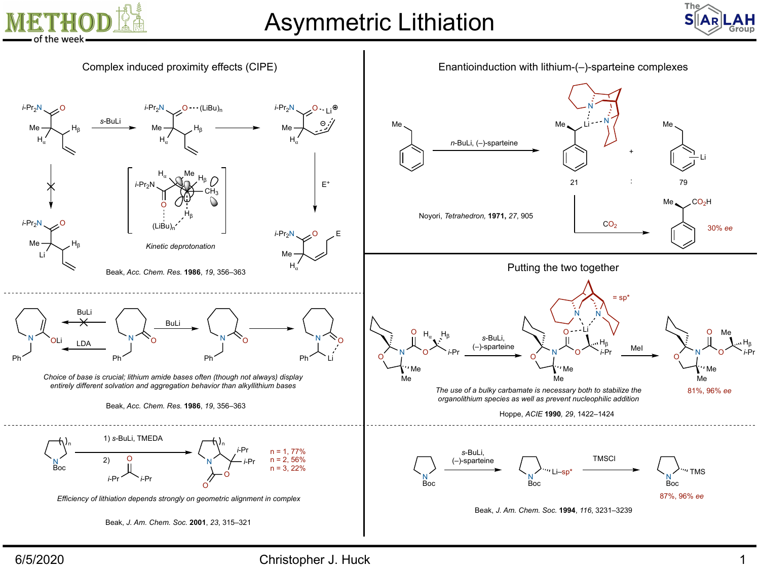# Asymmetric Lithiation

## Complex induced proximity effects (CIPE)

*s*-BuLi

$E^+$

Kinetic deprotonation

Beak, *Acc. Chem. Res.* **1986**, *19*, 356–363

BuLi

LDA

BuLi

*Choice of base is crucial; lithium amide bases often (though not always) display entirely different solvation and aggregation behavior than alkyllithium bases*

Beak, *Acc. Chem. Res.* **1986**, *19*, 356–363

1) *s*-BuLi, TMEDA

2) *i*-Pr(C=O)*i*-Pr

n = 1, 77%
n = 2, 56%
n = 3, 22%

*Efficiency of lithiation depends strongly on geometric alignment in complex*

Beak, *J. Am. Chem. Soc.* **2001**, *23*, 315–321

## Enantioinduction with lithium-(–)-sparteine complexes

*n*-BuLi, (–)-sparteine

21 : 79

$CO_2$

30% *ee*

Noyori, *Tetrahedron*, **1971**, *27*, 905

## Putting the two together

= sp*

*s*-BuLi, (–)-sparteine

MeI

81%, 96% *ee*

*The use of a bulky carbamate is necessary both to stabilize the organolithium species as well as prevent nucleophilic addition*

Hoppe, *ACIE* **1990**, *29*, 1422–1424

*s*-BuLi, (–)-sparteine

TMSCl

87%, 96% *ee*

Beak, *J. Am. Chem. Soc.* **1994**, *116*, 3231–3239

6/5/2020 Christopher J. Huck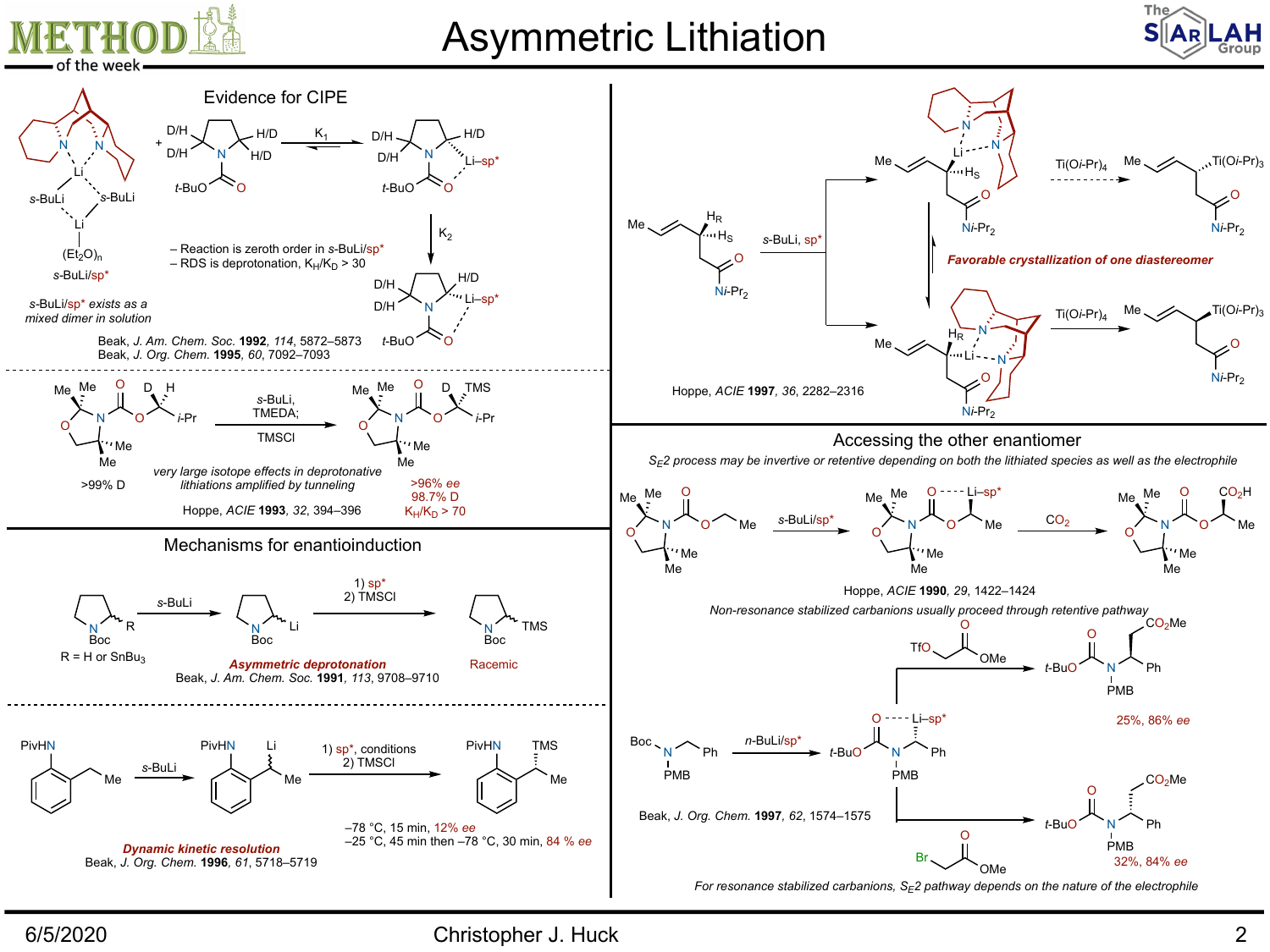# Asymmetric Lithiation

## Evidence for CIPE

$s$-BuLi/sp* exists as a mixed dimer in solution

– Reaction is zeroth order in $s$-BuLi/sp*
– RDS is deprotonation, $K_H/K_D > 30$

Beak, *J. Am. Chem. Soc.* **1992**, *114*, 5872–5873
Beak, *J. Org. Chem.* **1995**, *60*, 7092–7093

$s$-BuLi, TMEDA; TMSCl

>99% D

very large isotope effects in deprotonative lithiations amplified by tunneling

>96% *ee*
98.7% D
$K_H/K_D > 70$

Hoppe, *ACIE* **1993**, *32*, 394–396

## Mechanisms for enantioinduction

R = H or $SnBu_3$

$s$-BuLi; 1) sp* 2) TMSCl

***Asymmetric deprotonation***

Racemic

Beak, *J. Am. Chem. Soc.* **1991**, *113*, 9708–9710

$s$-BuLi; 1) sp*, conditions 2) TMSCl

–78 °C, 15 min, 12% *ee*
–25 °C, 45 min then –78 °C, 30 min, 84 % *ee*

***Dynamic kinetic resolution***

Beak, *J. Org. Chem.* **1996**, *61*, 5718–5719

$s$-BuLi, sp*

$Ti(Oi\text{-}Pr)_4$

***Favorable crystallization of one diastereomer***

Hoppe, *ACIE* **1997**, *36*, 2282–2316

## Accessing the other enantiomer

*$S_E2$ process may be invertive or retentive depending on both the lithiated species as well as the electrophile*

$s$-BuLi/sp*; $CO_2$

Hoppe, *ACIE* **1990**, *29*, 1422–1424

*Non-resonance stabilized carbanions usually proceed through retentive pathway*

$n$-BuLi/sp*

TfO–$CH_2CO_2Me$: 25%, 86% *ee*

Br–$CH_2CO_2Me$: 32%, 84% *ee*

Beak, *J. Org. Chem.* **1997**, *62*, 1574–1575

*For resonance stabilized carbanions, $S_E2$ pathway depends on the nature of the electrophile*